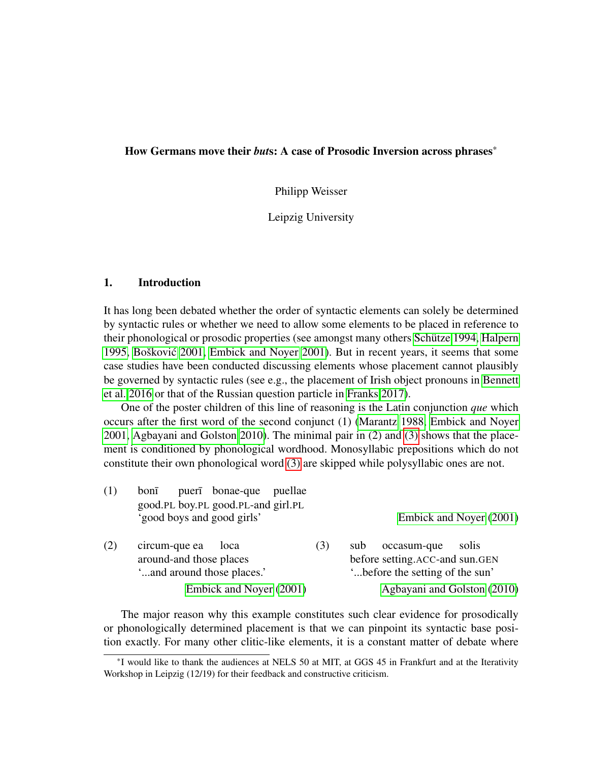**How Germans move their *buts*: A case of Prosodic Inversion across phrases**[*]

Philipp Weisser

Leipzig University

## 1. Introduction

It has long been debated whether the order of syntactic elements can solely be determined by syntactic rules or whether we need to allow some elements to be placed in reference to their phonological or prosodic properties (see amongst many others Schütze 1994, Halpern 1995, Bošković 2001, Embick and Noyer 2001). But in recent years, it seems that some case studies have been conducted discussing elements whose placement cannot plausibly be governed by syntactic rules (see e.g., the placement of Irish object pronouns in Bennett et al. 2016 or that of the Russian question particle in Franks 2017).

One of the poster children of this line of reasoning is the Latin conjunction *que* which occurs after the first word of the second conjunct (1) (Marantz 1988, Embick and Noyer 2001, Agbayani and Golston 2010). The minimal pair in (2) and (3) shows that the placement is conditioned by phonological wordhood. Monosyllabic prepositions which do not constitute their own phonological word (3) are skipped while polysyllabic ones are not.

(1) bonī puerī bonae-que puellae
good.PL boy.PL good.PL-and girl.PL
'good boys and good girls' (Embick and Noyer 2001)

(2) circum-que ea loca
around-and those places
'...and around those places.' (Embick and Noyer 2001)

(3) sub occasum-que solis
before setting.ACC-and sun.GEN
'...before the setting of the sun' (Agbayani and Golston 2010)

The major reason why this example constitutes such clear evidence for prosodically or phonologically determined placement is that we can pinpoint its syntactic base position exactly. For many other clitic-like elements, it is a constant matter of debate where

[*] I would like to thank the audiences at NELS 50 at MIT, at GGS 45 in Frankfurt and at the Iterativity Workshop in Leipzig (12/19) for their feedback and constructive criticism.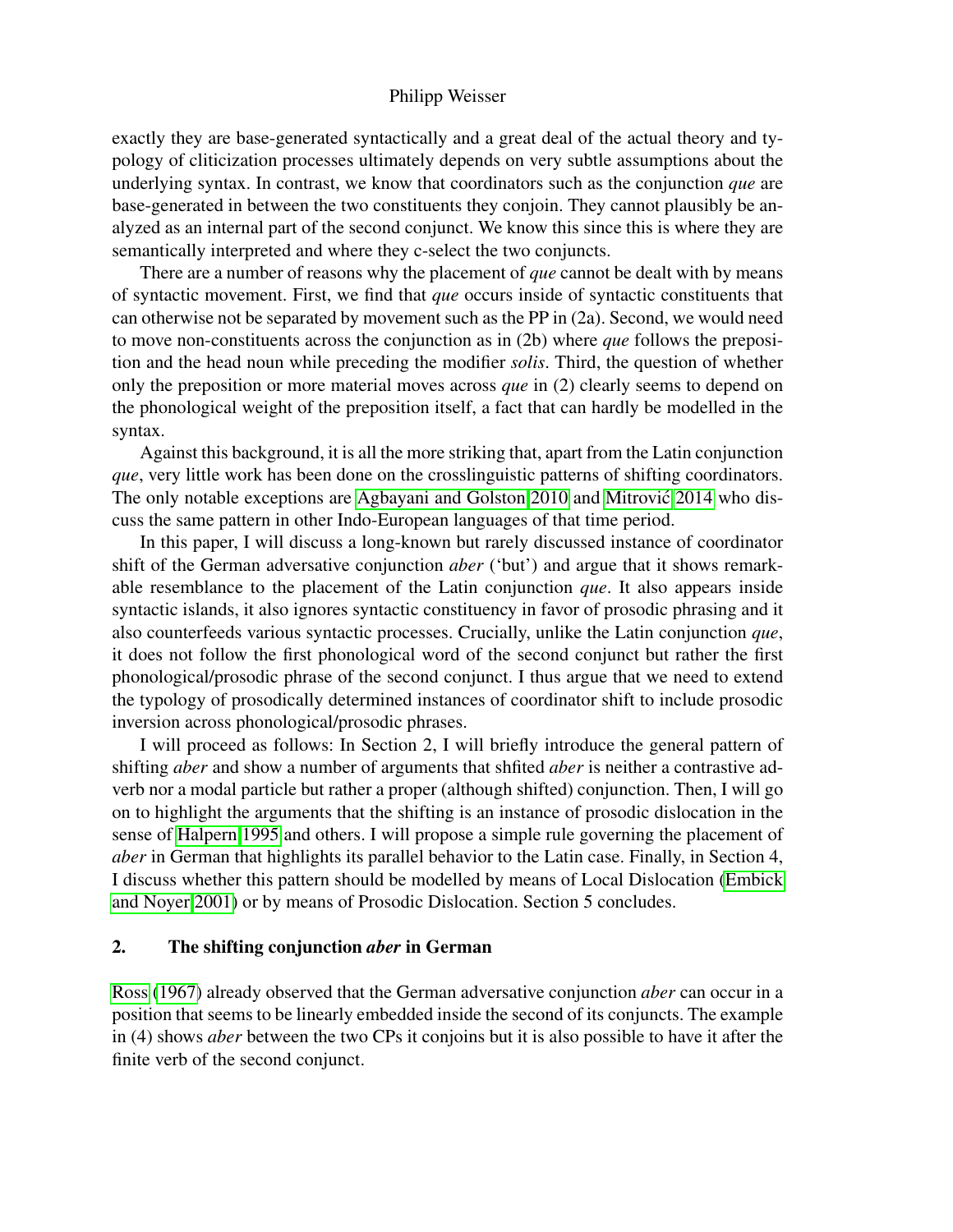exactly they are base-generated syntactically and a great deal of the actual theory and typology of cliticization processes ultimately depends on very subtle assumptions about the underlying syntax. In contrast, we know that coordinators such as the conjunction *que* are base-generated in between the two constituents they conjoin. They cannot plausibly be analyzed as an internal part of the second conjunct. We know this since this is where they are semantically interpreted and where they c-select the two conjuncts.

There are a number of reasons why the placement of *que* cannot be dealt with by means of syntactic movement. First, we find that *que* occurs inside of syntactic constituents that can otherwise not be separated by movement such as the PP in (2a). Second, we would need to move non-constituents across the conjunction as in (2b) where *que* follows the preposition and the head noun while preceding the modifier *solis*. Third, the question of whether only the preposition or more material moves across *que* in (2) clearly seems to depend on the phonological weight of the preposition itself, a fact that can hardly be modelled in the syntax.

Against this background, it is all the more striking that, apart from the Latin conjunction *que*, very little work has been done on the crosslinguistic patterns of shifting coordinators. The only notable exceptions are Agbayani and Golston 2010 and Mitrović 2014 who discuss the same pattern in other Indo-European languages of that time period.

In this paper, I will discuss a long-known but rarely discussed instance of coordinator shift of the German adversative conjunction *aber* ('but') and argue that it shows remarkable resemblance to the placement of the Latin conjunction *que*. It also appears inside syntactic islands, it also ignores syntactic constituency in favor of prosodic phrasing and it also counterfeeds various syntactic processes. Crucially, unlike the Latin conjunction *que*, it does not follow the first phonological word of the second conjunct but rather the first phonological/prosodic phrase of the second conjunct. I thus argue that we need to extend the typology of prosodically determined instances of coordinator shift to include prosodic inversion across phonological/prosodic phrases.

I will proceed as follows: In Section 2, I will briefly introduce the general pattern of shifting *aber* and show a number of arguments that shfited *aber* is neither a contrastive adverb nor a modal particle but rather a proper (although shifted) conjunction. Then, I will go on to highlight the arguments that the shifting is an instance of prosodic dislocation in the sense of Halpern 1995 and others. I will propose a simple rule governing the placement of *aber* in German that highlights its parallel behavior to the Latin case. Finally, in Section 4, I discuss whether this pattern should be modelled by means of Local Dislocation (Embick and Noyer 2001) or by means of Prosodic Dislocation. Section 5 concludes.

## 2. The shifting conjunction *aber* in German

Ross (1967) already observed that the German adversative conjunction *aber* can occur in a position that seems to be linearly embedded inside the second of its conjuncts. The example in (4) shows *aber* between the two CPs it conjoins but it is also possible to have it after the finite verb of the second conjunct.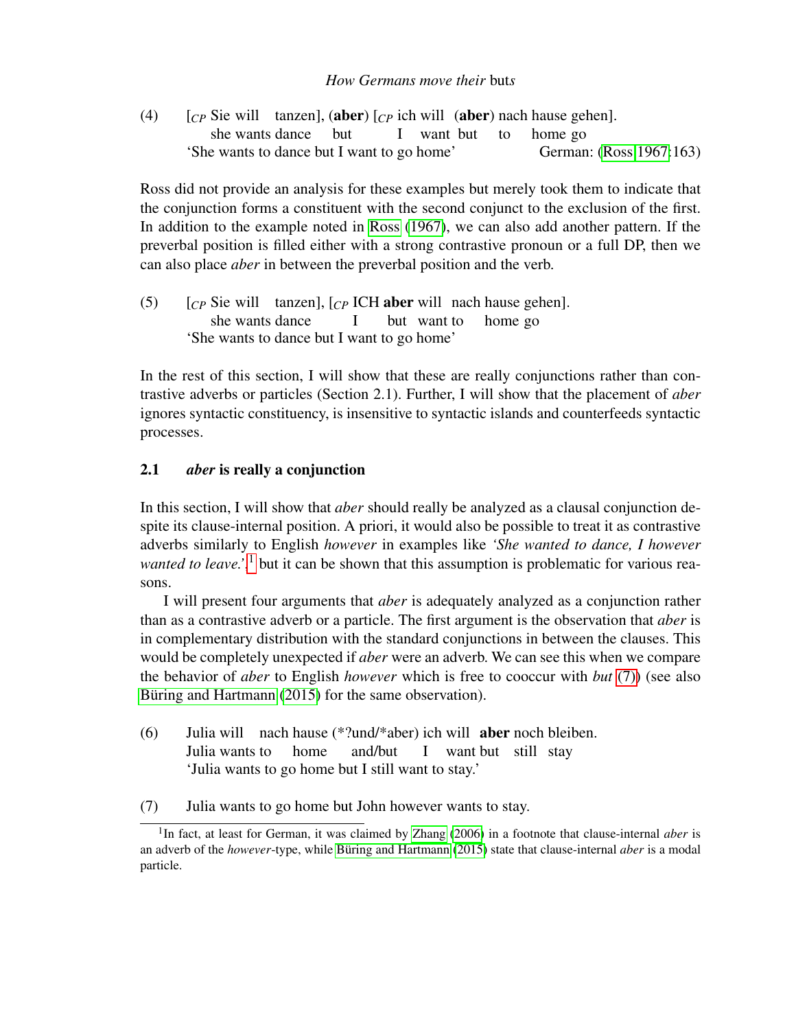(4) [$_{CP}$ Sie will tanzen], (**aber**) [$_{CP}$ ich will (**aber**) nach hause gehen].
she wants dance but I want but to home go
'She wants to dance but I want to go home' German: (Ross 1967:163)

Ross did not provide an analysis for these examples but merely took them to indicate that the conjunction forms a constituent with the second conjunct to the exclusion of the first. In addition to the example noted in Ross (1967), we can also add another pattern. If the preverbal position is filled either with a strong contrastive pronoun or a full DP, then we can also place *aber* in between the preverbal position and the verb.

(5) [$_{CP}$ Sie will tanzen], [$_{CP}$ ICH **aber** will nach hause gehen].
she wants dance I but want to home go
'She wants to dance but I want to go home'

In the rest of this section, I will show that these are really conjunctions rather than contrastive adverbs or particles (Section 2.1). Further, I will show that the placement of *aber* ignores syntactic constituency, is insensitive to syntactic islands and counterfeeds syntactic processes.

### 2.1 *aber* is really a conjunction

In this section, I will show that *aber* should really be analyzed as a clausal conjunction despite its clause-internal position. A priori, it would also be possible to treat it as contrastive adverbs similarly to English *however* in examples like *'She wanted to dance, I however wanted to leave.'*,[1] but it can be shown that this assumption is problematic for various reasons.

I will present four arguments that *aber* is adequately analyzed as a conjunction rather than as a contrastive adverb or a particle. The first argument is the observation that *aber* is in complementary distribution with the standard conjunctions in between the clauses. This would be completely unexpected if *aber* were an adverb. We can see this when we compare the behavior of *aber* to English *however* which is free to cooccur with *but* (7)) (see also Büring and Hartmann (2015) for the same observation).

(6) Julia will nach hause (*?und/*aber) ich will **aber** noch bleiben.
Julia wants to home and/but I want but still stay
'Julia wants to go home but I still want to stay.'

(7) Julia wants to go home but John however wants to stay.

[1] In fact, at least for German, it was claimed by Zhang (2006) in a footnote that clause-internal *aber* is an adverb of the *however*-type, while Büring and Hartmann (2015) state that clause-internal *aber* is a modal particle.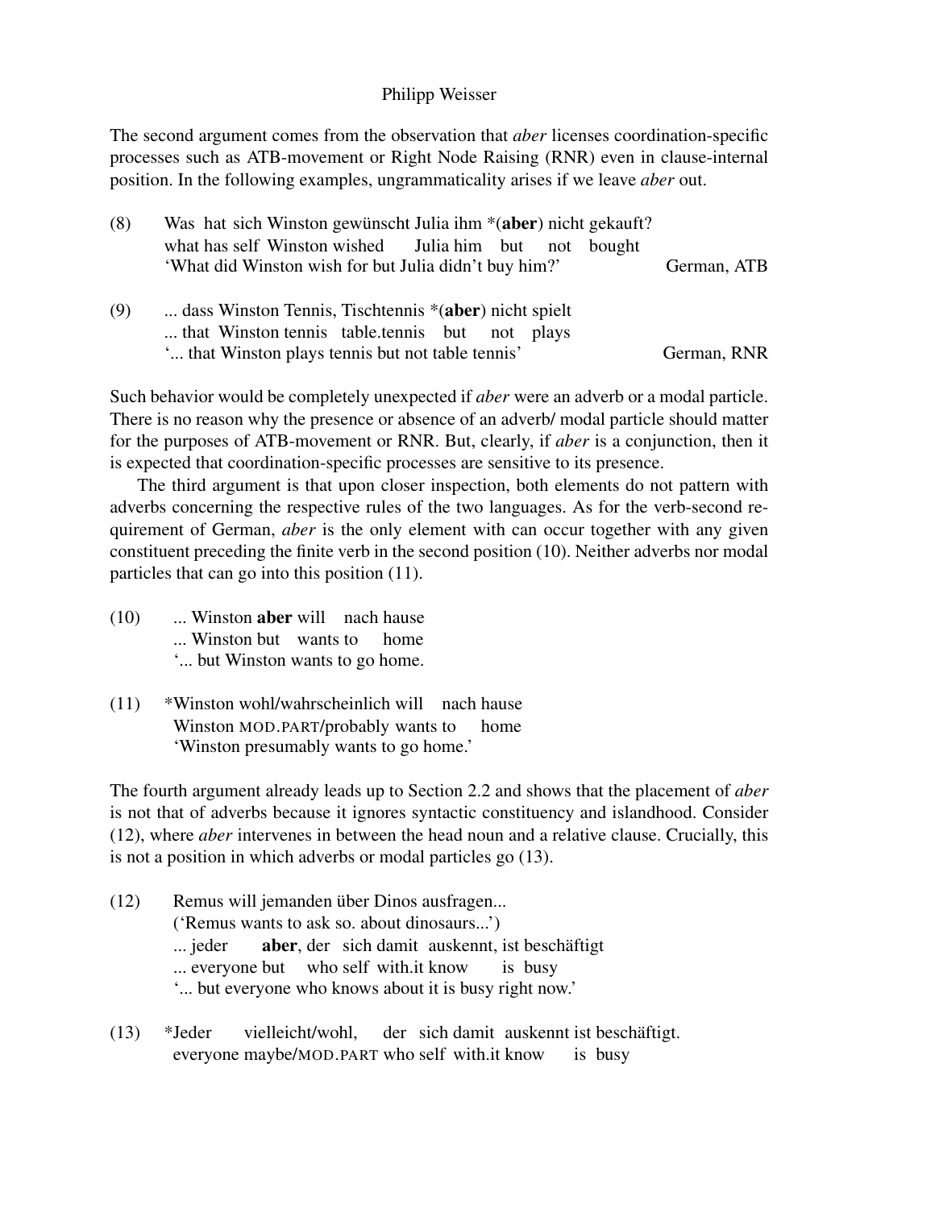The second argument comes from the observation that *aber* licenses coordination-specific processes such as ATB-movement or Right Node Raising (RNR) even in clause-internal position. In the following examples, ungrammaticality arises if we leave *aber* out.

(8) Was hat sich Winston gewünscht Julia ihm *(**aber**) nicht gekauft?
what has self Winston wished Julia him but not bought
'What did Winston wish for but Julia didn't buy him?' German, ATB

(9) ... dass Winston Tennis, Tischtennis *(**aber**) nicht spielt
... that Winston tennis table.tennis but not plays
'... that Winston plays tennis but not table tennis' German, RNR

Such behavior would be completely unexpected if *aber* were an adverb or a modal particle. There is no reason why the presence or absence of an adverb/ modal particle should matter for the purposes of ATB-movement or RNR. But, clearly, if *aber* is a conjunction, then it is expected that coordination-specific processes are sensitive to its presence.

The third argument is that upon closer inspection, both elements do not pattern with adverbs concerning the respective rules of the two languages. As for the verb-second requirement of German, *aber* is the only element with can occur together with any given constituent preceding the finite verb in the second position (10). Neither adverbs nor modal particles that can go into this position (11).

(10) ... Winston **aber** will nach hause
... Winston but wants to home
'... but Winston wants to go home.

(11) *Winston wohl/wahrscheinlich will nach hause
Winston MOD.PART/probably wants to home
'Winston presumably wants to go home.'

The fourth argument already leads up to Section 2.2 and shows that the placement of *aber* is not that of adverbs because it ignores syntactic constituency and islandhood. Consider (12), where *aber* intervenes in between the head noun and a relative clause. Crucially, this is not a position in which adverbs or modal particles go (13).

(12) Remus will jemanden über Dinos ausfragen...
('Remus wants to ask so. about dinosaurs...')
... jeder **aber**, der sich damit auskennt, ist beschäftigt
... everyone but who self with.it know is busy
'... but everyone who knows about it is busy right now.'

(13) *Jeder vielleicht/wohl, der sich damit auskennt ist beschäftigt.
everyone maybe/MOD.PART who self with.it know is busy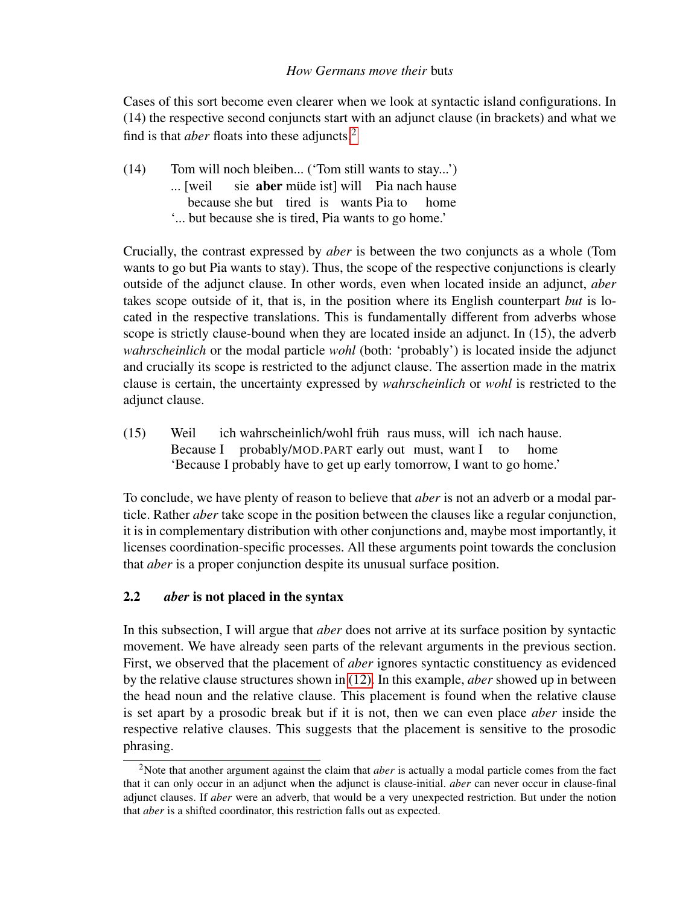Cases of this sort become even clearer when we look at syntactic island configurations. In (14) the respective second conjuncts start with an adjunct clause (in brackets) and what we find is that *aber* floats into these adjuncts.[2]

(14) Tom will noch bleiben... ('Tom still wants to stay...')
... [weil sie **aber** müde ist] will Pia nach hause
because she but tired is wants Pia to home
'... but because she is tired, Pia wants to go home.'

Crucially, the contrast expressed by *aber* is between the two conjuncts as a whole (Tom wants to go but Pia wants to stay). Thus, the scope of the respective conjunctions is clearly outside of the adjunct clause. In other words, even when located inside an adjunct, *aber* takes scope outside of it, that is, in the position where its English counterpart *but* is located in the respective translations. This is fundamentally different from adverbs whose scope is strictly clause-bound when they are located inside an adjunct. In (15), the adverb *wahrscheinlich* or the modal particle *wohl* (both: 'probably') is located inside the adjunct and crucially its scope is restricted to the adjunct clause. The assertion made in the matrix clause is certain, the uncertainty expressed by *wahrscheinlich* or *wohl* is restricted to the adjunct clause.

(15) Weil ich wahrscheinlich/wohl früh raus muss, will ich nach hause.
Because I probably/MOD.PART early out must, want I to home
'Because I probably have to get up early tomorrow, I want to go home.'

To conclude, we have plenty of reason to believe that *aber* is not an adverb or a modal particle. Rather *aber* take scope in the position between the clauses like a regular conjunction, it is in complementary distribution with other conjunctions and, maybe most importantly, it licenses coordination-specific processes. All these arguments point towards the conclusion that *aber* is a proper conjunction despite its unusual surface position.

### 2.2 *aber* is not placed in the syntax

In this subsection, I will argue that *aber* does not arrive at its surface position by syntactic movement. We have already seen parts of the relevant arguments in the previous section. First, we observed that the placement of *aber* ignores syntactic constituency as evidenced by the relative clause structures shown in (12). In this example, *aber* showed up in between the head noun and the relative clause. This placement is found when the relative clause is set apart by a prosodic break but if it is not, then we can even place *aber* inside the respective relative clauses. This suggests that the placement is sensitive to the prosodic phrasing.

[2] Note that another argument against the claim that *aber* is actually a modal particle comes from the fact that it can only occur in an adjunct when the adjunct is clause-initial. *aber* can never occur in clause-final adjunct clauses. If *aber* were an adverb, that would be a very unexpected restriction. But under the notion that *aber* is a shifted coordinator, this restriction falls out as expected.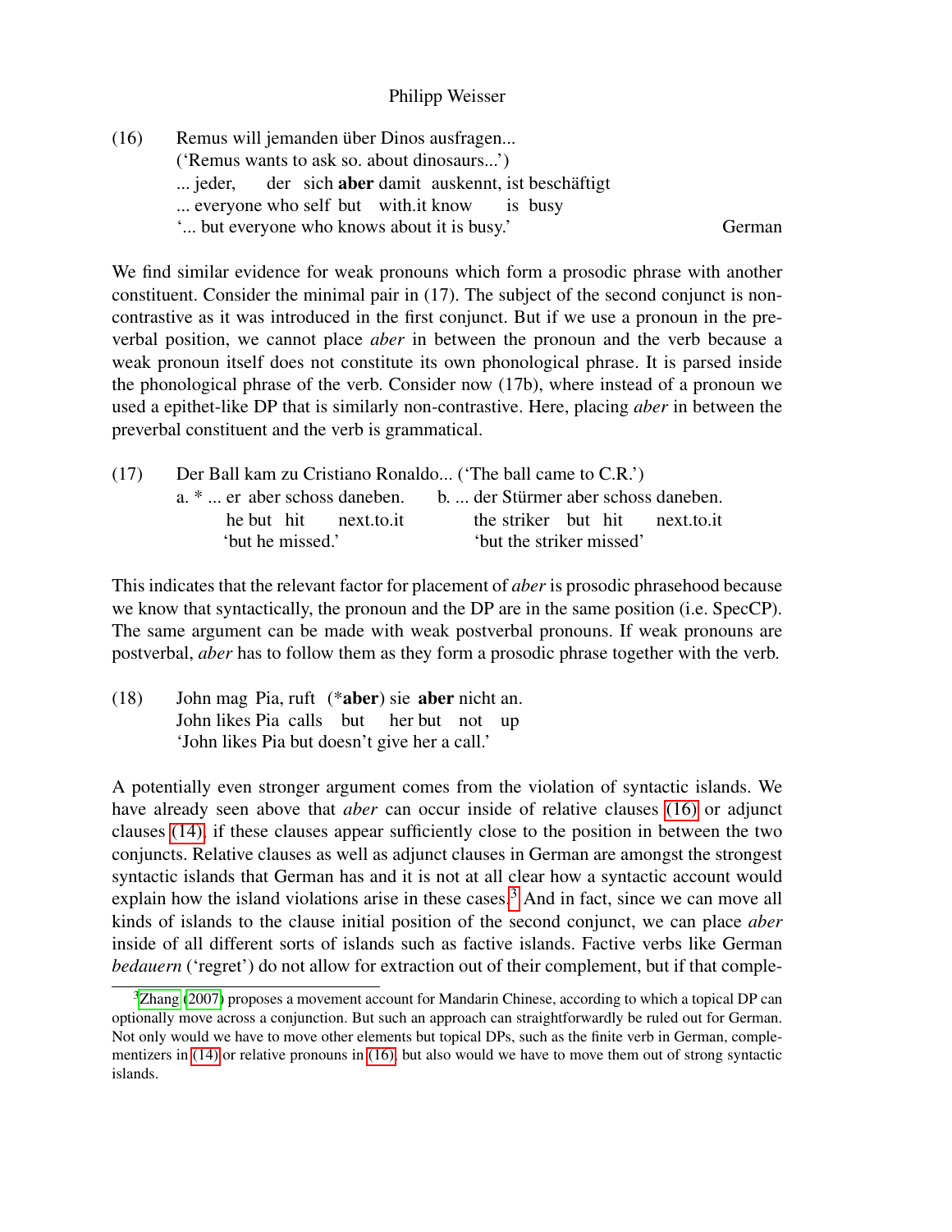(16) Remus will jemanden über Dinos ausfragen...
('Remus wants to ask so. about dinosaurs...')
... jeder, der sich **aber** damit auskennt, ist beschäftigt
... everyone who self but with.it know is busy
'... but everyone who knows about it is busy.' German

We find similar evidence for weak pronouns which form a prosodic phrase with another constituent. Consider the minimal pair in (17). The subject of the second conjunct is non-contrastive as it was introduced in the first conjunct. But if we use a pronoun in the preverbal position, we cannot place *aber* in between the pronoun and the verb because a weak pronoun itself does not constitute its own phonological phrase. It is parsed inside the phonological phrase of the verb. Consider now (17b), where instead of a pronoun we used a epithet-like DP that is similarly non-contrastive. Here, placing *aber* in between the preverbal constituent and the verb is grammatical.

(17) Der Ball kam zu Cristiano Ronaldo... ('The ball came to C.R.')
a. * ... er aber schoss daneben.
he but hit next.to.it
'but he missed.'
b. ... der Stürmer aber schoss daneben.
the striker but hit next.to.it
'but the striker missed'

This indicates that the relevant factor for placement of *aber* is prosodic phrasehood because we know that syntactically, the pronoun and the DP are in the same position (i.e. SpecCP). The same argument can be made with weak postverbal pronouns. If weak pronouns are postverbal, *aber* has to follow them as they form a prosodic phrase together with the verb.

(18) John mag Pia, ruft (***aber**) sie **aber** nicht an.
John likes Pia calls but her but not up
'John likes Pia but doesn't give her a call.'

A potentially even stronger argument comes from the violation of syntactic islands. We have already seen above that *aber* can occur inside of relative clauses (16) or adjunct clauses (14), if these clauses appear sufficiently close to the position in between the two conjuncts. Relative clauses as well as adjunct clauses in German are amongst the strongest syntactic islands that German has and it is not at all clear how a syntactic account would explain how the island violations arise in these cases.[3] And in fact, since we can move all kinds of islands to the clause initial position of the second conjunct, we can place *aber* inside of all different sorts of islands such as factive islands. Factive verbs like German *bedauern* ('regret') do not allow for extraction out of their complement, but if that comple-

[3] Zhang (2007) proposes a movement account for Mandarin Chinese, according to which a topical DP can optionally move across a conjunction. But such an approach can straightforwardly be ruled out for German. Not only would we have to move other elements but topical DPs, such as the finite verb in German, complementizers in (14) or relative pronouns in (16), but also would we have to move them out of strong syntactic islands.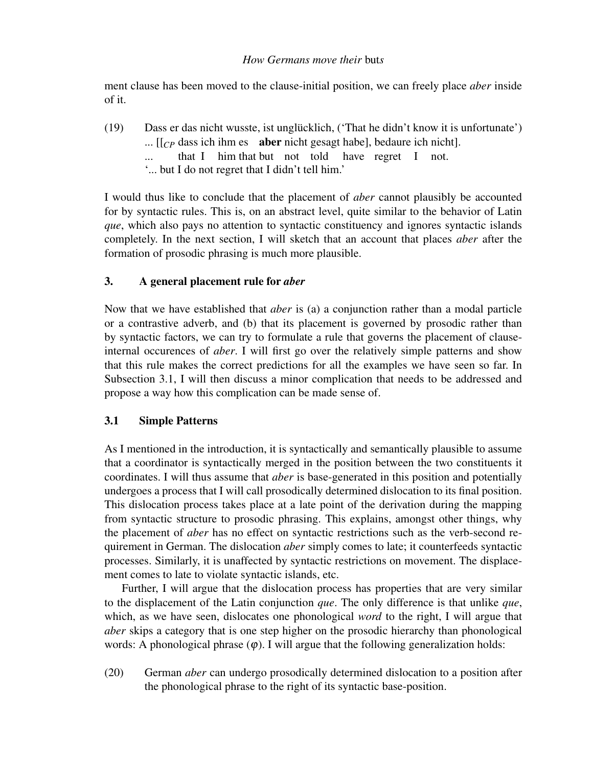ment clause has been moved to the clause-initial position, we can freely place *aber* inside of it.

(19) Dass er das nicht wusste, ist unglücklich, ('That he didn't know it is unfortunate')
... [[$_{CP}$ dass ich ihm es **aber** nicht gesagt habe], bedaure ich nicht].
... that I him that but not told have regret I not.
'... but I do not regret that I didn't tell him.'

I would thus like to conclude that the placement of *aber* cannot plausibly be accounted for by syntactic rules. This is, on an abstract level, quite similar to the behavior of Latin *que*, which also pays no attention to syntactic constituency and ignores syntactic islands completely. In the next section, I will sketch that an account that places *aber* after the formation of prosodic phrasing is much more plausible.

## 3. A general placement rule for *aber*

Now that we have established that *aber* is (a) a conjunction rather than a modal particle or a contrastive adverb, and (b) that its placement is governed by prosodic rather than by syntactic factors, we can try to formulate a rule that governs the placement of clause-internal occurences of *aber*. I will first go over the relatively simple patterns and show that this rule makes the correct predictions for all the examples we have seen so far. In Subsection 3.1, I will then discuss a minor complication that needs to be addressed and propose a way how this complication can be made sense of.

### 3.1 Simple Patterns

As I mentioned in the introduction, it is syntactically and semantically plausible to assume that a coordinator is syntactically merged in the position between the two constituents it coordinates. I will thus assume that *aber* is base-generated in this position and potentially undergoes a process that I will call prosodically determined dislocation to its final position. This dislocation process takes place at a late point of the derivation during the mapping from syntactic structure to prosodic phrasing. This explains, amongst other things, why the placement of *aber* has no effect on syntactic restrictions such as the verb-second requirement in German. The dislocation *aber* simply comes to late; it counterfeeds syntactic processes. Similarly, it is unaffected by syntactic restrictions on movement. The displacement comes to late to violate syntactic islands, etc.

Further, I will argue that the dislocation process has properties that are very similar to the displacement of the Latin conjunction *que*. The only difference is that unlike *que*, which, as we have seen, dislocates one phonological *word* to the right, I will argue that *aber* skips a category that is one step higher on the prosodic hierarchy than phonological words: A phonological phrase ($\varphi$). I will argue that the following generalization holds:

(20) German *aber* can undergo prosodically determined dislocation to a position after the phonological phrase to the right of its syntactic base-position.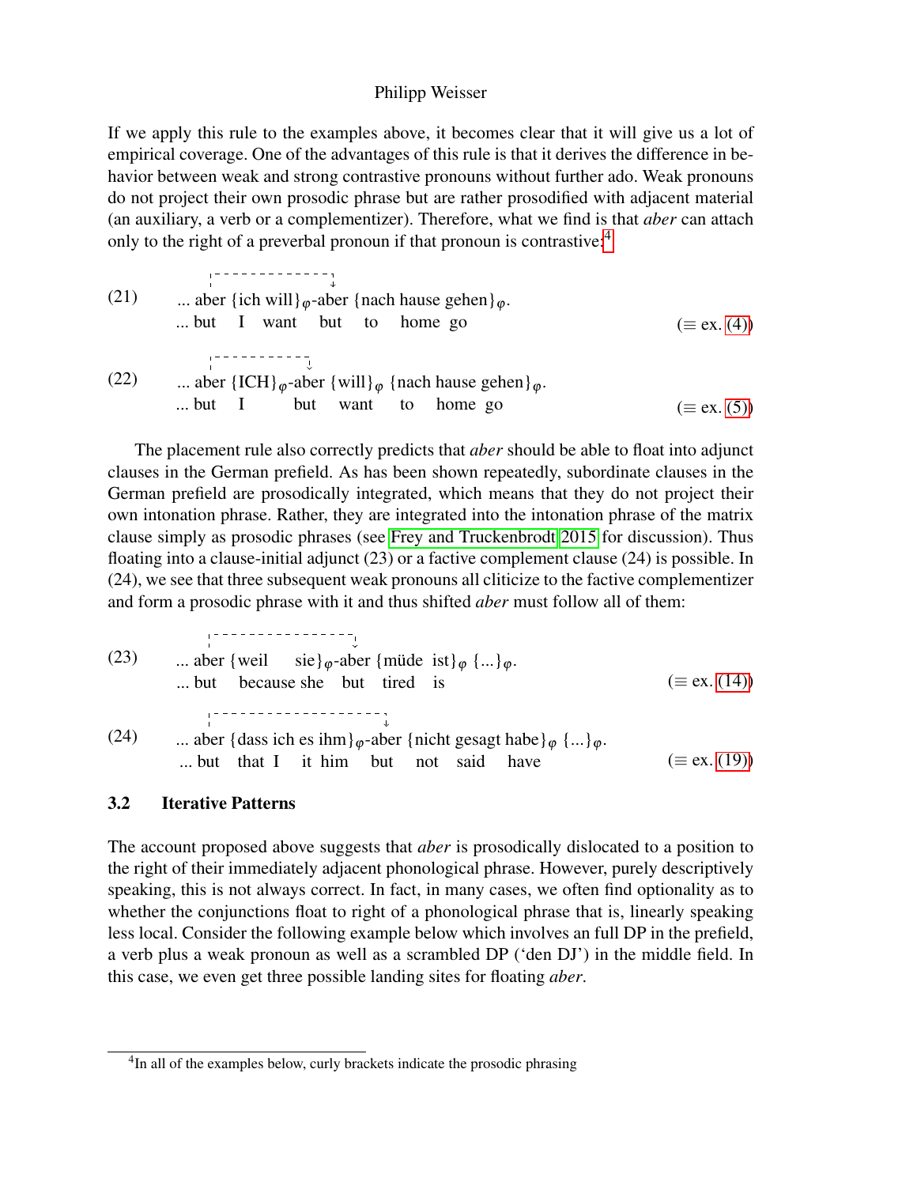If we apply this rule to the examples above, it becomes clear that it will give us a lot of empirical coverage. One of the advantages of this rule is that it derives the difference in behavior between weak and strong contrastive pronouns without further ado. Weak pronouns do not project their own prosodic phrase but are rather prosodified with adjacent material (an auxiliary, a verb or a complementizer). Therefore, what we find is that *aber* can attach only to the right of a preverbal pronoun if that pronoun is contrastive:[4]

(21) ... aber {ich will}$_\varphi$-aber {nach hause gehen}$_\varphi$.
... but I want but to home go (≡ ex. (4))

(22) ... aber {ICH}$_\varphi$-aber {will}$_\varphi$ {nach hause gehen}$_\varphi$.
... but I but want to home go (≡ ex. (5))

The placement rule also correctly predicts that *aber* should be able to float into adjunct clauses in the German prefield. As has been shown repeatedly, subordinate clauses in the German prefield are prosodically integrated, which means that they do not project their own intonation phrase. Rather, they are integrated into the intonation phrase of the matrix clause simply as prosodic phrases (see Frey and Truckenbrodt 2015 for discussion). Thus floating into a clause-initial adjunct (23) or a factive complement clause (24) is possible. In (24), we see that three subsequent weak pronouns all cliticize to the factive complementizer and form a prosodic phrase with it and thus shifted *aber* must follow all of them:

(23) ... aber {weil sie}$_\varphi$-aber {müde ist}$_\varphi$ {...}$_\varphi$.
... but because she but tired is (≡ ex. (14))

(24) ... aber {dass ich es ihm}$_\varphi$-aber {nicht gesagt habe}$_\varphi$ {...}$_\varphi$.
... but that I it him but not said have (≡ ex. (19))

### 3.2 Iterative Patterns

The account proposed above suggests that *aber* is prosodically dislocated to a position to the right of their immediately adjacent phonological phrase. However, purely descriptively speaking, this is not always correct. In fact, in many cases, we often find optionality as to whether the conjunctions float to right of a phonological phrase that is, linearly speaking less local. Consider the following example below which involves an full DP in the prefield, a verb plus a weak pronoun as well as a scrambled DP ('den DJ') in the middle field. In this case, we even get three possible landing sites for floating *aber*.

[4] In all of the examples below, curly brackets indicate the prosodic phrasing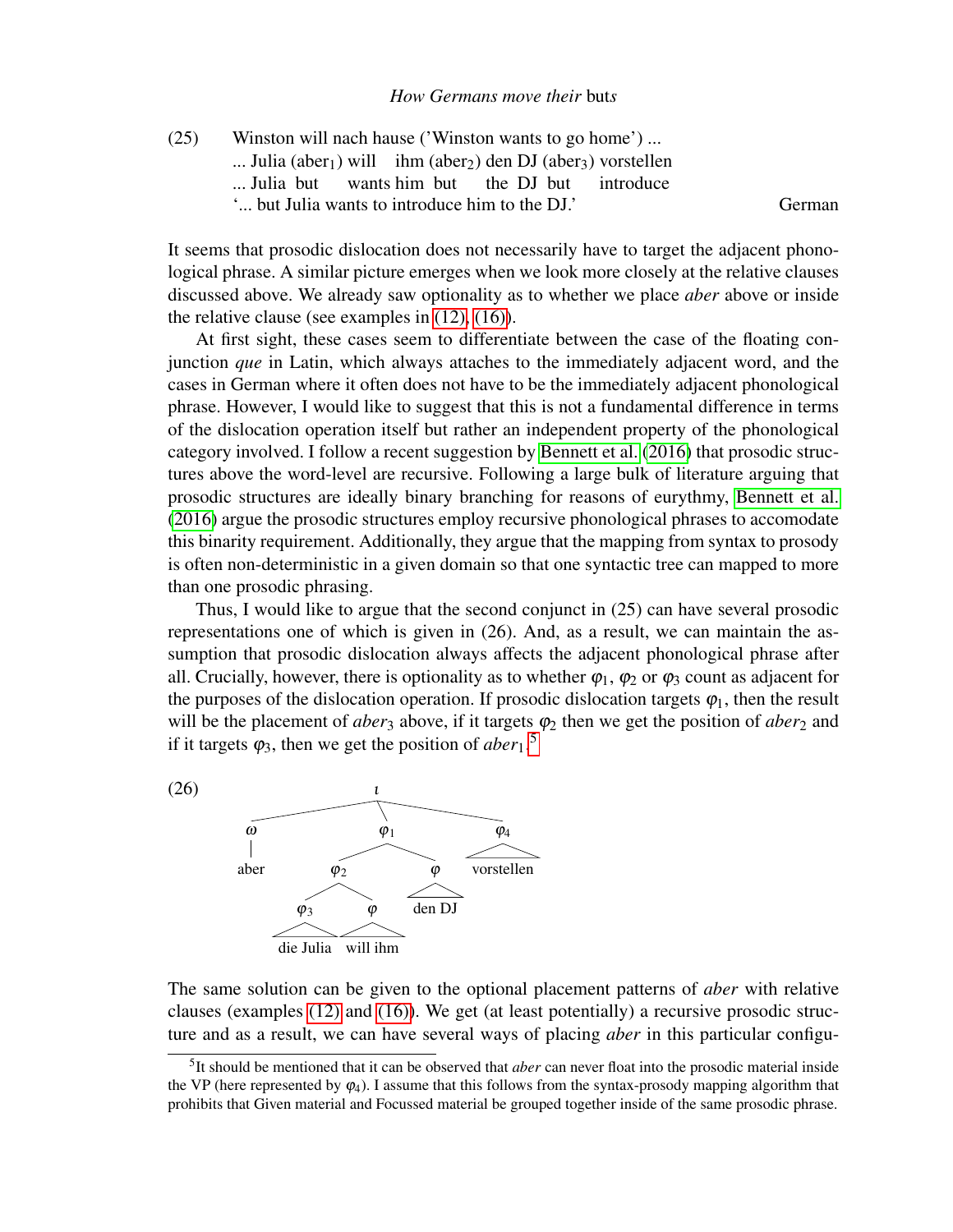(25) Winston will nach hause ('Winston wants to go home') ...
... Julia (aber$_1$) will ihm (aber$_2$) den DJ (aber$_3$) vorstellen
... Julia but wants him but the DJ but introduce
'... but Julia wants to introduce him to the DJ.' German

It seems that prosodic dislocation does not necessarily have to target the adjacent phonological phrase. A similar picture emerges when we look more closely at the relative clauses discussed above. We already saw optionality as to whether we place *aber* above or inside the relative clause (see examples in (12), (16)).

At first sight, these cases seem to differentiate between the case of the floating conjunction *que* in Latin, which always attaches to the immediately adjacent word, and the cases in German where it often does not have to be the immediately adjacent phonological phrase. However, I would like to suggest that this is not a fundamental difference in terms of the dislocation operation itself but rather an independent property of the phonological category involved. I follow a recent suggestion by Bennett et al. (2016) that prosodic structures above the word-level are recursive. Following a large bulk of literature arguing that prosodic structures are ideally binary branching for reasons of eurythmy, Bennett et al. (2016) argue the prosodic structures employ recursive phonological phrases to accomodate this binarity requirement. Additionally, they argue that the mapping from syntax to prosody is often non-deterministic in a given domain so that one syntactic tree can mapped to more than one prosodic phrasing.

Thus, I would like to argue that the second conjunct in (25) can have several prosodic representations one of which is given in (26). And, as a result, we can maintain the assumption that prosodic dislocation always affects the adjacent phonological phrase after all. Crucially, however, there is optionality as to whether $\varphi_1$, $\varphi_2$ or $\varphi_3$ count as adjacent for the purposes of the dislocation operation. If prosodic dislocation targets $\varphi_1$, then the result will be the placement of *aber*$_3$ above, if it targets $\varphi_2$ then we get the position of *aber*$_2$ and if it targets $\varphi_3$, then we get the position of *aber*$_1$.[5]

(26)
```
ι
├── ω
│   └── aber
├── φ1
│   ├── φ2
│   │   ├── φ3: die Julia
│   │   └── φ: will ihm
│   └── φ: den DJ
└── φ4: vorstellen
```

The same solution can be given to the optional placement patterns of *aber* with relative clauses (examples (12) and (16)). We get (at least potentially) a recursive prosodic structure and as a result, we can have several ways of placing *aber* in this particular configu-

[5] It should be mentioned that it can be observed that *aber* can never float into the prosodic material inside the VP (here represented by $\varphi_4$). I assume that this follows from the syntax-prosody mapping algorithm that prohibits that Given material and Focussed material be grouped together inside of the same prosodic phrase.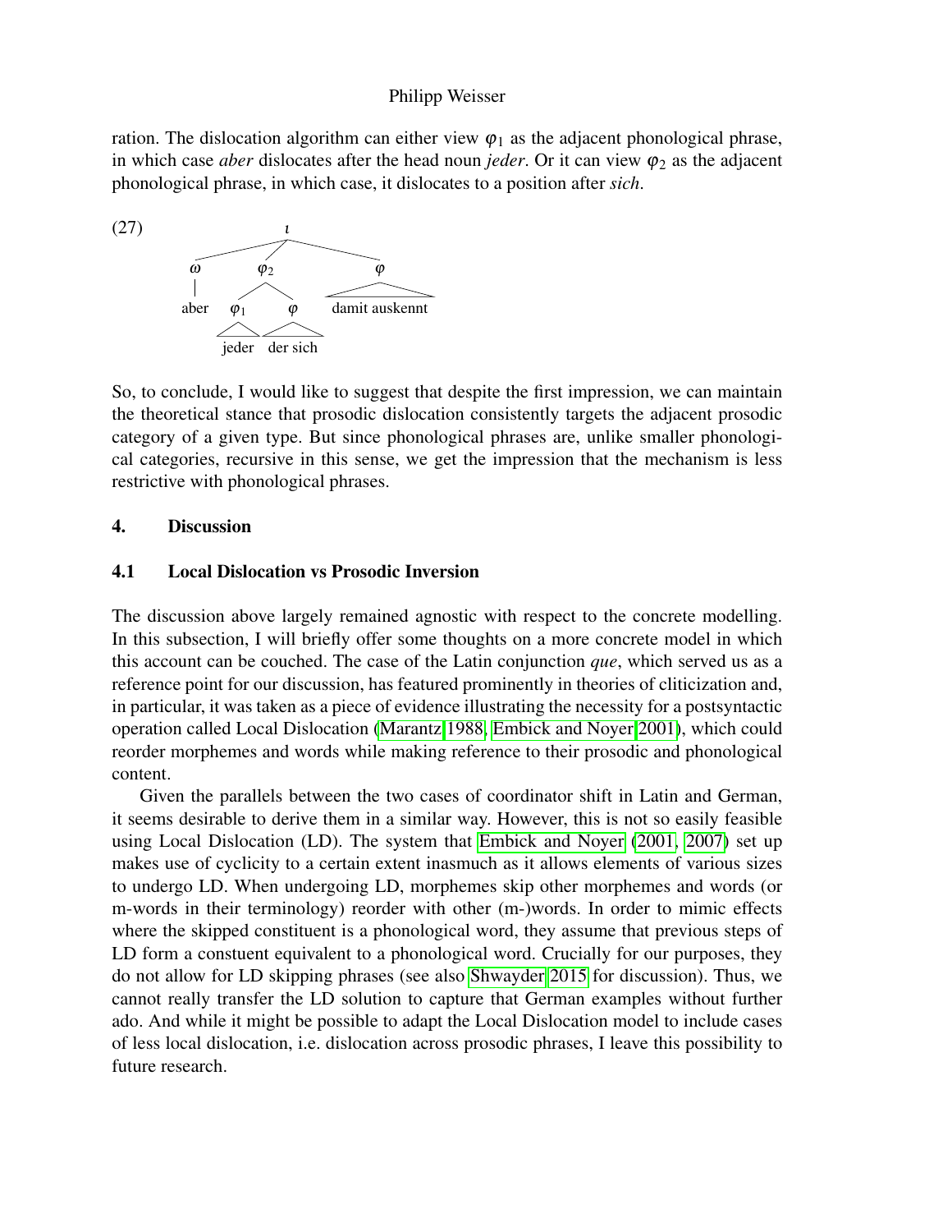ration. The dislocation algorithm can either view $\varphi_1$ as the adjacent phonological phrase, in which case *aber* dislocates after the head noun *jeder*. Or it can view $\varphi_2$ as the adjacent phonological phrase, in which case, it dislocates to a position after *sich*.

(27)

```
                 ι
        _________|_________
       |         |         |
       ω         φ2        φ
       |       /    \     /\
     aber    φ1      φ   damit auskennt
             /\     /\
          jeder   der sich
```

So, to conclude, I would like to suggest that despite the first impression, we can maintain the theoretical stance that prosodic dislocation consistently targets the adjacent prosodic category of a given type. But since phonological phrases are, unlike smaller phonological categories, recursive in this sense, we get the impression that the mechanism is less restrictive with phonological phrases.

## 4. Discussion

### 4.1 Local Dislocation vs Prosodic Inversion

The discussion above largely remained agnostic with respect to the concrete modelling. In this subsection, I will briefly offer some thoughts on a more concrete model in which this account can be couched. The case of the Latin conjunction *que*, which served us as a reference point for our discussion, has featured prominently in theories of cliticization and, in particular, it was taken as a piece of evidence illustrating the necessity for a postsyntactic operation called Local Dislocation (Marantz 1988, Embick and Noyer 2001), which could reorder morphemes and words while making reference to their prosodic and phonological content.

Given the parallels between the two cases of coordinator shift in Latin and German, it seems desirable to derive them in a similar way. However, this is not so easily feasible using Local Dislocation (LD). The system that Embick and Noyer (2001, 2007) set up makes use of cyclicity to a certain extent inasmuch as it allows elements of various sizes to undergo LD. When undergoing LD, morphemes skip other morphemes and words (or m-words in their terminology) reorder with other (m-)words. In order to mimic effects where the skipped constituent is a phonological word, they assume that previous steps of LD form a constuent equivalent to a phonological word. Crucially for our purposes, they do not allow for LD skipping phrases (see also Shwayder 2015 for discussion). Thus, we cannot really transfer the LD solution to capture that German examples without further ado. And while it might be possible to adapt the Local Dislocation model to include cases of less local dislocation, i.e. dislocation across prosodic phrases, I leave this possibility to future research.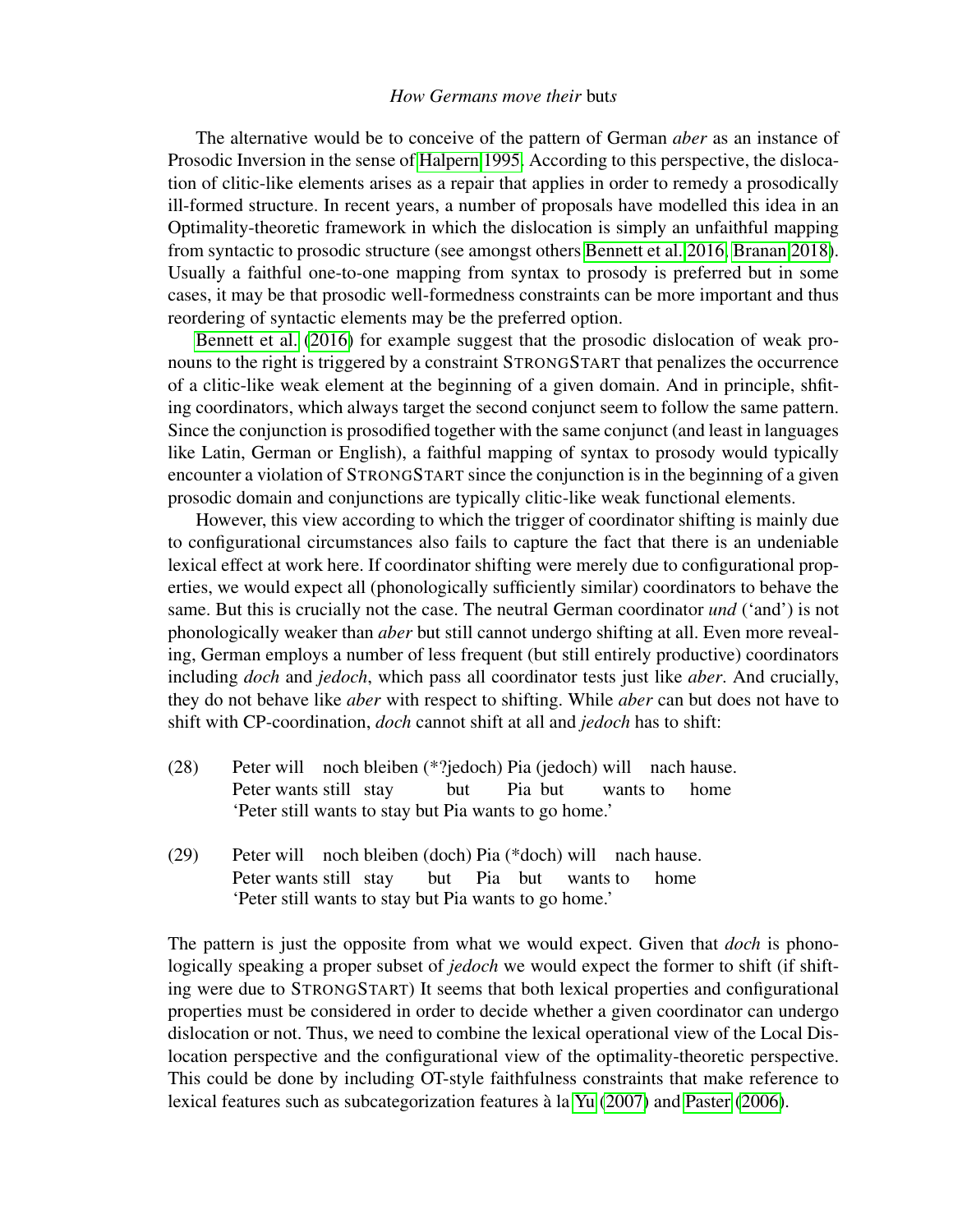The alternative would be to conceive of the pattern of German *aber* as an instance of Prosodic Inversion in the sense of Halpern 1995. According to this perspective, the dislocation of clitic-like elements arises as a repair that applies in order to remedy a prosodically ill-formed structure. In recent years, a number of proposals have modelled this idea in an Optimality-theoretic framework in which the dislocation is simply an unfaithful mapping from syntactic to prosodic structure (see amongst others Bennett et al. 2016, Branan 2018). Usually a faithful one-to-one mapping from syntax to prosody is preferred but in some cases, it may be that prosodic well-formedness constraints can be more important and thus reordering of syntactic elements may be the preferred option.

Bennett et al. (2016) for example suggest that the prosodic dislocation of weak pronouns to the right is triggered by a constraint STRONGSTART that penalizes the occurrence of a clitic-like weak element at the beginning of a given domain. And in principle, shfiting coordinators, which always target the second conjunct seem to follow the same pattern. Since the conjunction is prosodified together with the same conjunct (and least in languages like Latin, German or English), a faithful mapping of syntax to prosody would typically encounter a violation of STRONGSTART since the conjunction is in the beginning of a given prosodic domain and conjunctions are typically clitic-like weak functional elements.

However, this view according to which the trigger of coordinator shifting is mainly due to configurational circumstances also fails to capture the fact that there is an undeniable lexical effect at work here. If coordinator shifting were merely due to configurational properties, we would expect all (phonologically sufficiently similar) coordinators to behave the same. But this is crucially not the case. The neutral German coordinator *und* ('and') is not phonologically weaker than *aber* but still cannot undergo shifting at all. Even more revealing, German employs a number of less frequent (but still entirely productive) coordinators including *doch* and *jedoch*, which pass all coordinator tests just like *aber*. And crucially, they do not behave like *aber* with respect to shifting. While *aber* can but does not have to shift with CP-coordination, *doch* cannot shift at all and *jedoch* has to shift:

(28) Peter will noch bleiben (*?jedoch) Pia (jedoch) will nach hause.
Peter wants still stay but Pia but wants to home
'Peter still wants to stay but Pia wants to go home.'

(29) Peter will noch bleiben (doch) Pia (*doch) will nach hause.
Peter wants still stay but Pia but wants to home
'Peter still wants to stay but Pia wants to go home.'

The pattern is just the opposite from what we would expect. Given that *doch* is phonologically speaking a proper subset of *jedoch* we would expect the former to shift (if shifting were due to STRONGSTART) It seems that both lexical properties and configurational properties must be considered in order to decide whether a given coordinator can undergo dislocation or not. Thus, we need to combine the lexical operational view of the Local Dislocation perspective and the configurational view of the optimality-theoretic perspective. This could be done by including OT-style faithfulness constraints that make reference to lexical features such as subcategorization features à la Yu (2007) and Paster (2006).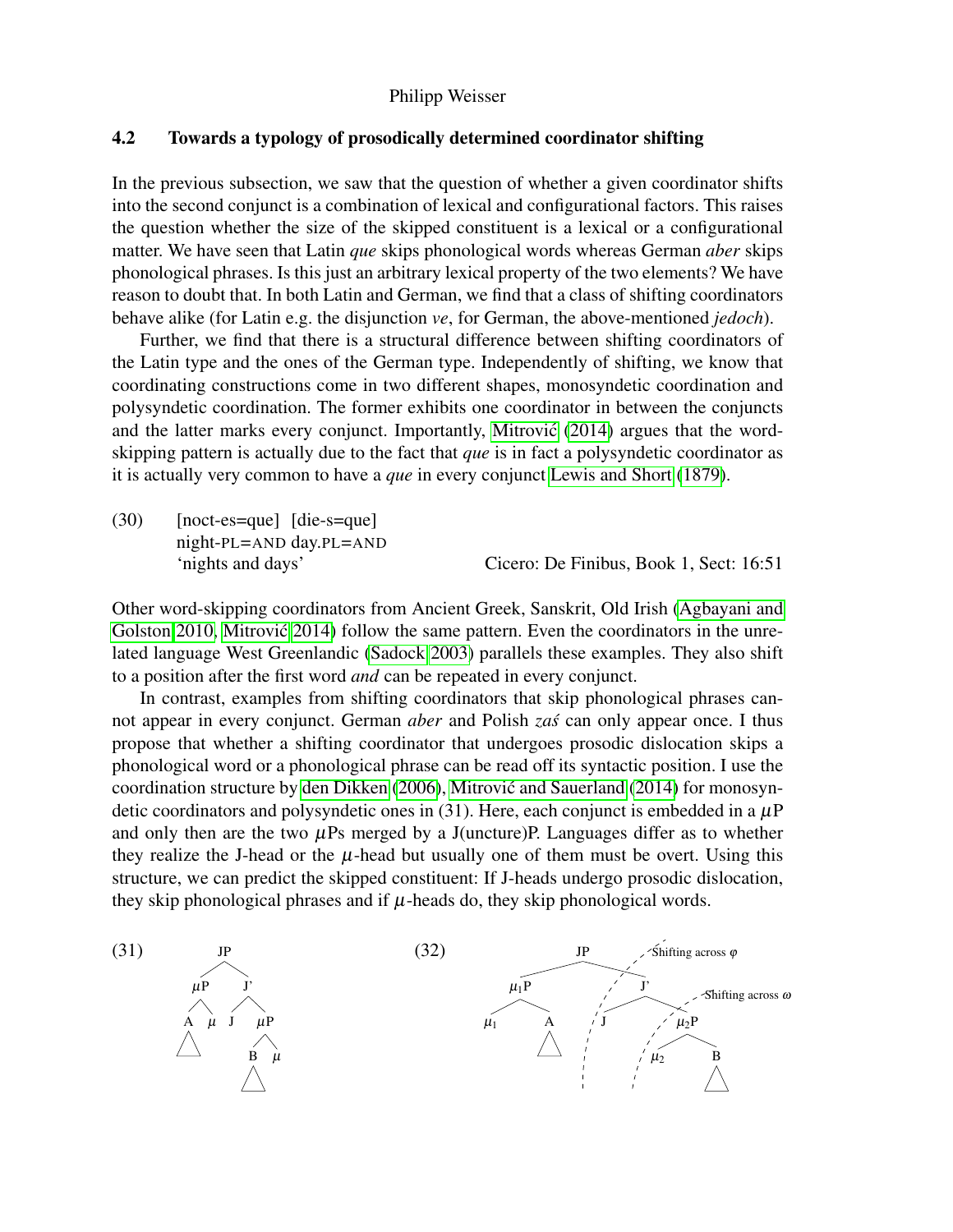### 4.2 Towards a typology of prosodically determined coordinator shifting

In the previous subsection, we saw that the question of whether a given coordinator shifts into the second conjunct is a combination of lexical and configurational factors. This raises the question whether the size of the skipped constituent is a lexical or a configurational matter. We have seen that Latin *que* skips phonological words whereas German *aber* skips phonological phrases. Is this just an arbitrary lexical property of the two elements? We have reason to doubt that. In both Latin and German, we find that a class of shifting coordinators behave alike (for Latin e.g. the disjunction *ve*, for German, the above-mentioned *jedoch*).

Further, we find that there is a structural difference between shifting coordinators of the Latin type and the ones of the German type. Independently of shifting, we know that coordinating constructions come in two different shapes, monosyndetic coordination and polysyndetic coordination. The former exhibits one coordinator in between the conjuncts and the latter marks every conjunct. Importantly, Mitrović (2014) argues that the word-skipping pattern is actually due to the fact that *que* is in fact a polysyndetic coordinator as it is actually very common to have a *que* in every conjunct Lewis and Short (1879).

(30) [noct-es=que] [die-s=que]
night-PL=AND day.PL=AND
'nights and days' — Cicero: De Finibus, Book 1, Sect: 16:51

Other word-skipping coordinators from Ancient Greek, Sanskrit, Old Irish (Agbayani and Golston 2010, Mitrović 2014) follow the same pattern. Even the coordinators in the unrelated language West Greenlandic (Sadock 2003) parallels these examples. They also shift to a position after the first word *and* can be repeated in every conjunct.

In contrast, examples from shifting coordinators that skip phonological phrases cannot appear in every conjunct. German *aber* and Polish *zaś* can only appear once. I thus propose that whether a shifting coordinator that undergoes prosodic dislocation skips a phonological word or a phonological phrase can be read off its syntactic position. I use the coordination structure by den Dikken (2006), Mitrović and Sauerland (2014) for monosyndetic coordinators and polysyndetic ones in (31). Here, each conjunct is embedded in a $\mu$P and only then are the two $\mu$Ps merged by a J(uncture)P. Languages differ as to whether they realize the J-head or the $\mu$-head but usually one of them must be overt. Using this structure, we can predict the skipped constituent: If J-heads undergo prosodic dislocation, they skip phonological phrases and if $\mu$-heads do, they skip phonological words.

(31)

JP
$\mu$P J'
A $\mu$ J $\mu$P
B $\mu$

(32)

JP
$\mu_1$P J'
$\mu_1$ A J $\mu_2$P
$\mu_2$ B
Shifting across $\varphi$
Shifting across $\omega$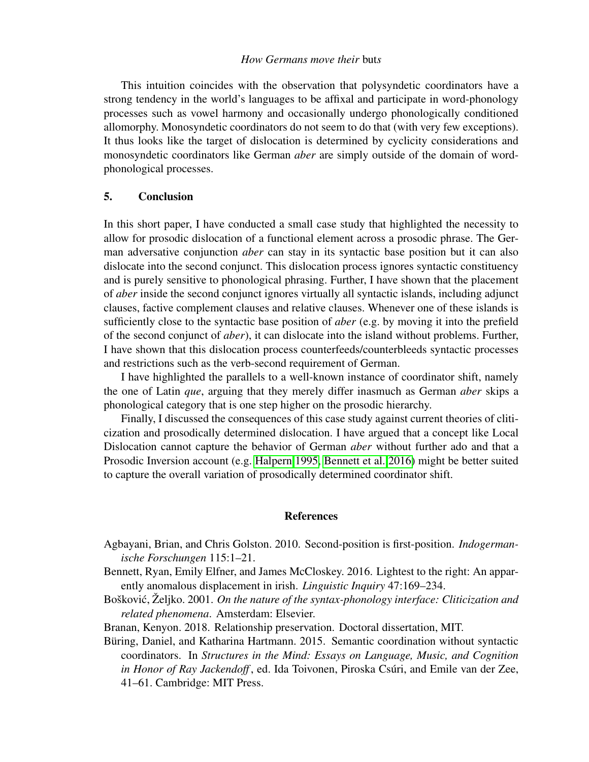This intuition coincides with the observation that polysyndetic coordinators have a strong tendency in the world's languages to be affixal and participate in word-phonology processes such as vowel harmony and occasionally undergo phonologically conditioned allomorphy. Monosyndetic coordinators do not seem to do that (with very few exceptions). It thus looks like the target of dislocation is determined by cyclicity considerations and monosyndetic coordinators like German *aber* are simply outside of the domain of word-phonological processes.

## 5. Conclusion

In this short paper, I have conducted a small case study that highlighted the necessity to allow for prosodic dislocation of a functional element across a prosodic phrase. The German adversative conjunction *aber* can stay in its syntactic base position but it can also dislocate into the second conjunct. This dislocation process ignores syntactic constituency and is purely sensitive to phonological phrasing. Further, I have shown that the placement of *aber* inside the second conjunct ignores virtually all syntactic islands, including adjunct clauses, factive complement clauses and relative clauses. Whenever one of these islands is sufficiently close to the syntactic base position of *aber* (e.g. by moving it into the prefield of the second conjunct of *aber*), it can dislocate into the island without problems. Further, I have shown that this dislocation process counterfeeds/counterbleeds syntactic processes and restrictions such as the verb-second requirement of German.

I have highlighted the parallels to a well-known instance of coordinator shift, namely the one of Latin *que*, arguing that they merely differ inasmuch as German *aber* skips a phonological category that is one step higher on the prosodic hierarchy.

Finally, I discussed the consequences of this case study against current theories of cliticization and prosodically determined dislocation. I have argued that a concept like Local Dislocation cannot capture the behavior of German *aber* without further ado and that a Prosodic Inversion account (e.g. Halpern 1995, Bennett et al. 2016) might be better suited to capture the overall variation of prosodically determined coordinator shift.

## References

Agbayani, Brian, and Chris Golston. 2010. Second-position is first-position. *Indogermanische Forschungen* 115:1–21.

Bennett, Ryan, Emily Elfner, and James McCloskey. 2016. Lightest to the right: An apparently anomalous displacement in irish. *Linguistic Inquiry* 47:169–234.

Bošković, Željko. 2001. *On the nature of the syntax-phonology interface: Cliticization and related phenomena*. Amsterdam: Elsevier.

Branan, Kenyon. 2018. Relationship preservation. Doctoral dissertation, MIT.

Büring, Daniel, and Katharina Hartmann. 2015. Semantic coordination without syntactic coordinators. In *Structures in the Mind: Essays on Language, Music, and Cognition in Honor of Ray Jackendoff*, ed. Ida Toivonen, Piroska Csúri, and Emile van der Zee, 41–61. Cambridge: MIT Press.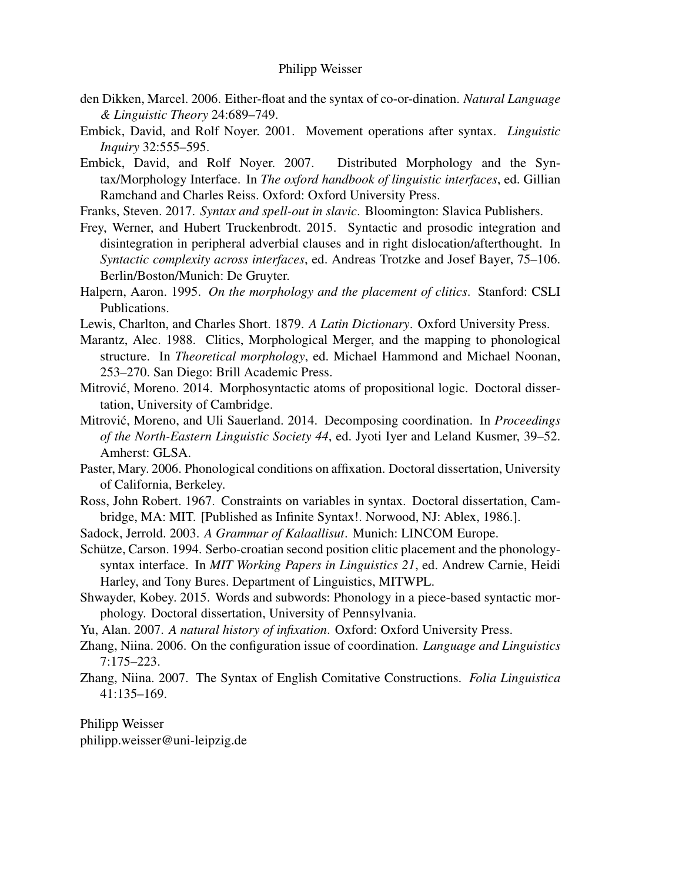den Dikken, Marcel. 2006. Either-float and the syntax of co-or-dination. *Natural Language & Linguistic Theory* 24:689–749.

Embick, David, and Rolf Noyer. 2001. Movement operations after syntax. *Linguistic Inquiry* 32:555–595.

Embick, David, and Rolf Noyer. 2007. Distributed Morphology and the Syntax/Morphology Interface. In *The oxford handbook of linguistic interfaces*, ed. Gillian Ramchand and Charles Reiss. Oxford: Oxford University Press.

Franks, Steven. 2017. *Syntax and spell-out in slavic*. Bloomington: Slavica Publishers.

Frey, Werner, and Hubert Truckenbrodt. 2015. Syntactic and prosodic integration and disintegration in peripheral adverbial clauses and in right dislocation/afterthought. In *Syntactic complexity across interfaces*, ed. Andreas Trotzke and Josef Bayer, 75–106. Berlin/Boston/Munich: De Gruyter.

Halpern, Aaron. 1995. *On the morphology and the placement of clitics*. Stanford: CSLI Publications.

Lewis, Charlton, and Charles Short. 1879. *A Latin Dictionary*. Oxford University Press.

Marantz, Alec. 1988. Clitics, Morphological Merger, and the mapping to phonological structure. In *Theoretical morphology*, ed. Michael Hammond and Michael Noonan, 253–270. San Diego: Brill Academic Press.

Mitrović, Moreno. 2014. Morphosyntactic atoms of propositional logic. Doctoral dissertation, University of Cambridge.

Mitrović, Moreno, and Uli Sauerland. 2014. Decomposing coordination. In *Proceedings of the North-Eastern Linguistic Society 44*, ed. Jyoti Iyer and Leland Kusmer, 39–52. Amherst: GLSA.

Paster, Mary. 2006. Phonological conditions on affixation. Doctoral dissertation, University of California, Berkeley.

Ross, John Robert. 1967. Constraints on variables in syntax. Doctoral dissertation, Cambridge, MA: MIT. [Published as Infinite Syntax!. Norwood, NJ: Ablex, 1986.].

Sadock, Jerrold. 2003. *A Grammar of Kalaallisut*. Munich: LINCOM Europe.

Schütze, Carson. 1994. Serbo-croatian second position clitic placement and the phonology-syntax interface. In *MIT Working Papers in Linguistics 21*, ed. Andrew Carnie, Heidi Harley, and Tony Bures. Department of Linguistics, MITWPL.

Shwayder, Kobey. 2015. Words and subwords: Phonology in a piece-based syntactic morphology. Doctoral dissertation, University of Pennsylvania.

Yu, Alan. 2007. *A natural history of infixation*. Oxford: Oxford University Press.

Zhang, Niina. 2006. On the configuration issue of coordination. *Language and Linguistics* 7:175–223.

Zhang, Niina. 2007. The Syntax of English Comitative Constructions. *Folia Linguistica* 41:135–169.

Philipp Weisser
philipp.weisser@uni-leipzig.de